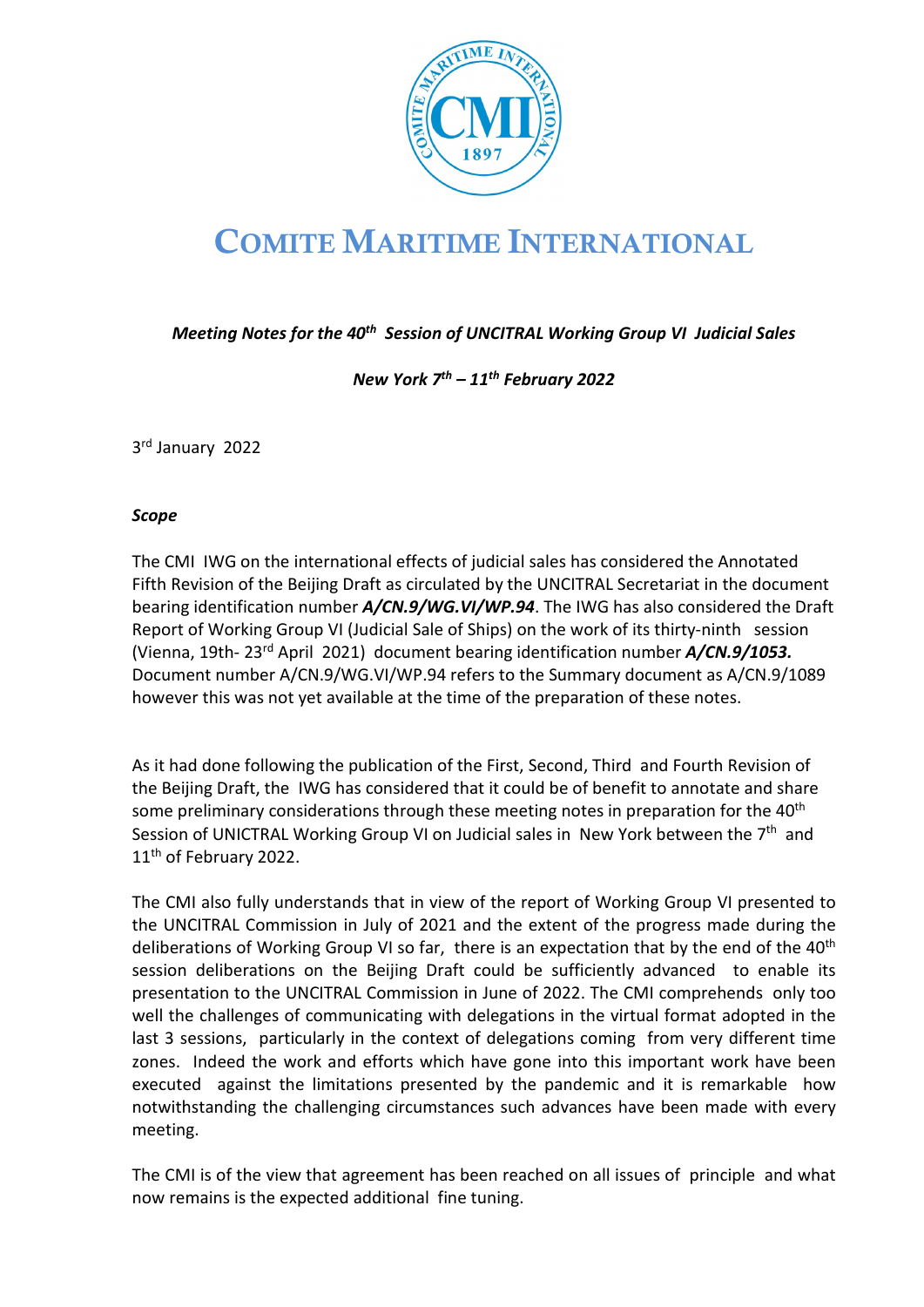# COMITE MARITIME INTERNATIONAL

***Meeting Notes for the 40th Session of UNCITRAL Working Group VI Judicial Sales***

***New York 7th – 11th February 2022***

3rd January 2022

***Scope***

The CMI IWG on the international effects of judicial sales has considered the Annotated Fifth Revision of the Beijing Draft as circulated by the UNCITRAL Secretariat in the document bearing identification number ***A/CN.9/WG.VI/WP.94***. The IWG has also considered the Draft Report of Working Group VI (Judicial Sale of Ships) on the work of its thirty-ninth session (Vienna, 19th- 23rd April 2021) document bearing identification number ***A/CN.9/1053.*** Document number A/CN.9/WG.VI/WP.94 refers to the Summary document as A/CN.9/1089 however this was not yet available at the time of the preparation of these notes.

As it had done following the publication of the First, Second, Third and Fourth Revision of the Beijing Draft, the IWG has considered that it could be of benefit to annotate and share some preliminary considerations through these meeting notes in preparation for the 40th Session of UNICTRAL Working Group VI on Judicial sales in New York between the 7th and 11th of February 2022.

The CMI also fully understands that in view of the report of Working Group VI presented to the UNCITRAL Commission in July of 2021 and the extent of the progress made during the deliberations of Working Group VI so far, there is an expectation that by the end of the 40th session deliberations on the Beijing Draft could be sufficiently advanced to enable its presentation to the UNCITRAL Commission in June of 2022. The CMI comprehends only too well the challenges of communicating with delegations in the virtual format adopted in the last 3 sessions, particularly in the context of delegations coming from very different time zones. Indeed the work and efforts which have gone into this important work have been executed against the limitations presented by the pandemic and it is remarkable how notwithstanding the challenging circumstances such advances have been made with every meeting.

The CMI is of the view that agreement has been reached on all issues of principle and what now remains is the expected additional fine tuning.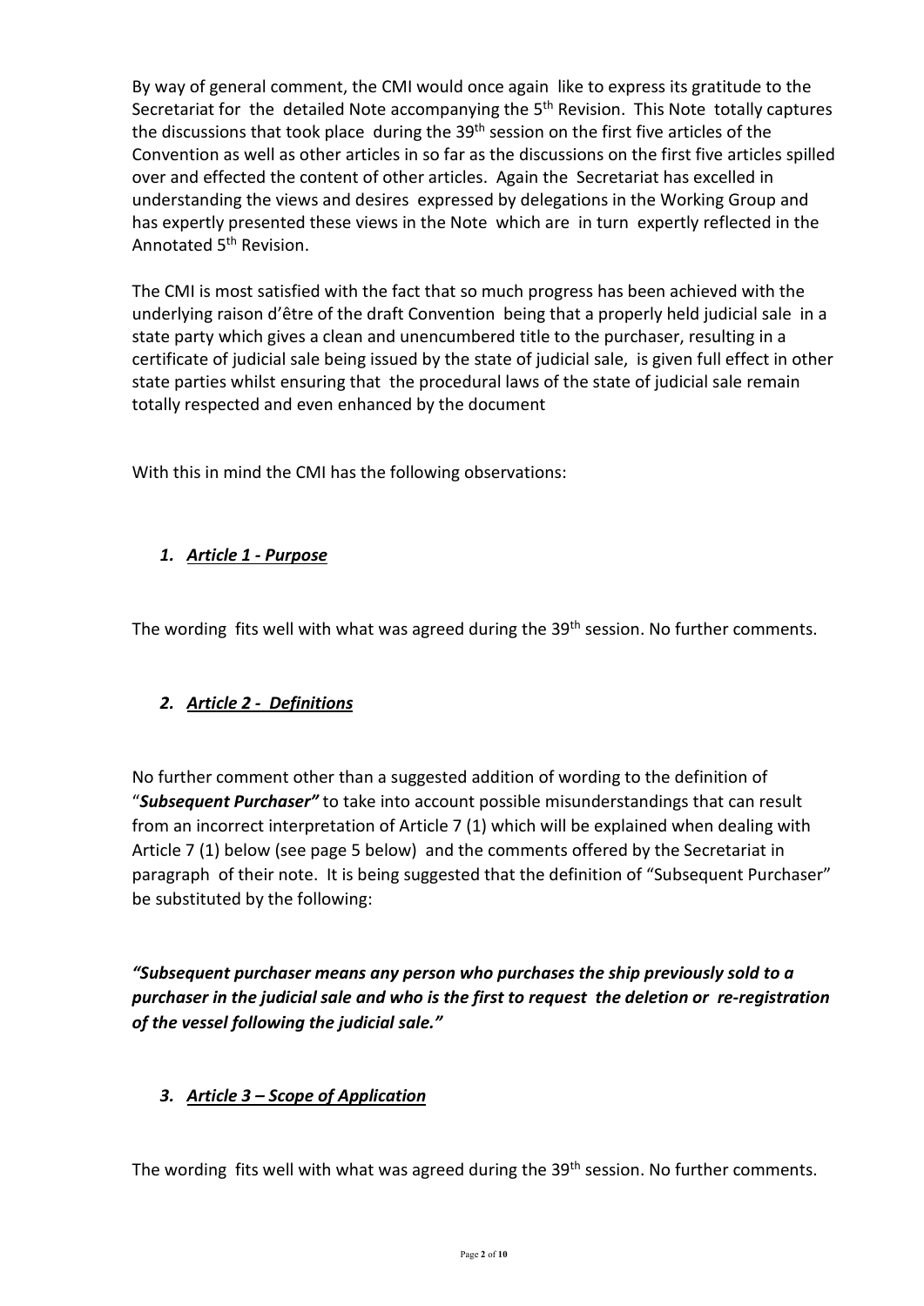By way of general comment, the CMI would once again like to express its gratitude to the Secretariat for the detailed Note accompanying the 5th Revision. This Note totally captures the discussions that took place during the 39th session on the first five articles of the Convention as well as other articles in so far as the discussions on the first five articles spilled over and effected the content of other articles. Again the Secretariat has excelled in understanding the views and desires expressed by delegations in the Working Group and has expertly presented these views in the Note which are in turn expertly reflected in the Annotated 5th Revision.

The CMI is most satisfied with the fact that so much progress has been achieved with the underlying raison d'être of the draft Convention being that a properly held judicial sale in a state party which gives a clean and unencumbered title to the purchaser, resulting in a certificate of judicial sale being issued by the state of judicial sale, is given full effect in other state parties whilst ensuring that the procedural laws of the state of judicial sale remain totally respected and even enhanced by the document

With this in mind the CMI has the following observations:

1. ***Article 1 - Purpose***

The wording fits well with what was agreed during the 39th session. No further comments.

2. ***Article 2 - Definitions***

No further comment other than a suggested addition of wording to the definition of "***Subsequent Purchaser"*** to take into account possible misunderstandings that can result from an incorrect interpretation of Article 7 (1) which will be explained when dealing with Article 7 (1) below (see page 5 below) and the comments offered by the Secretariat in paragraph of their note. It is being suggested that the definition of "Subsequent Purchaser" be substituted by the following:

***"Subsequent purchaser means any person who purchases the ship previously sold to a purchaser in the judicial sale and who is the first to request the deletion or re-registration of the vessel following the judicial sale."***

3. ***Article 3 – Scope of Application***

The wording fits well with what was agreed during the 39th session. No further comments.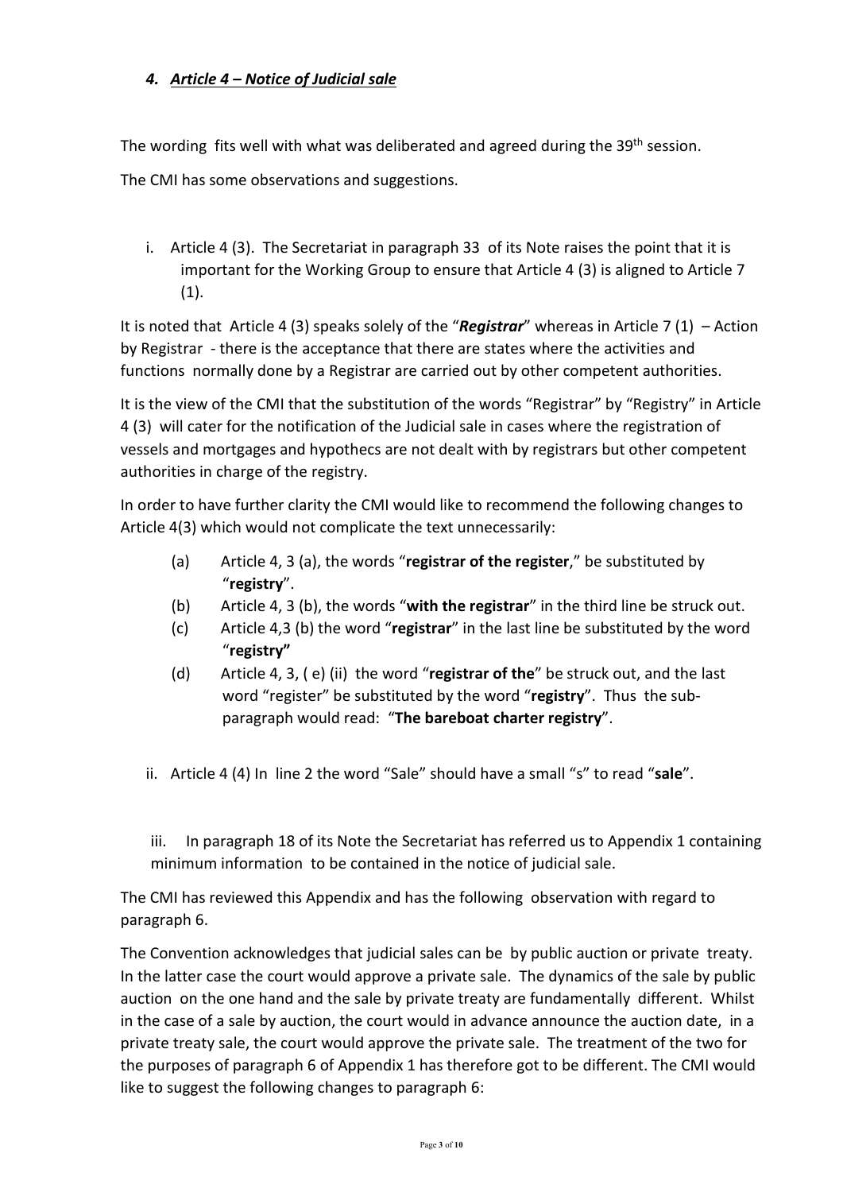### *4. Article 4 – Notice of Judicial sale*

The wording fits well with what was deliberated and agreed during the 39th session.

The CMI has some observations and suggestions.

i. Article 4 (3). The Secretariat in paragraph 33 of its Note raises the point that it is important for the Working Group to ensure that Article 4 (3) is aligned to Article 7 (1).

It is noted that Article 4 (3) speaks solely of the "***Registrar***" whereas in Article 7 (1) – Action by Registrar - there is the acceptance that there are states where the activities and functions normally done by a Registrar are carried out by other competent authorities.

It is the view of the CMI that the substitution of the words "Registrar" by "Registry" in Article 4 (3) will cater for the notification of the Judicial sale in cases where the registration of vessels and mortgages and hypothecs are not dealt with by registrars but other competent authorities in charge of the registry.

In order to have further clarity the CMI would like to recommend the following changes to Article 4(3) which would not complicate the text unnecessarily:

(a) Article 4, 3 (a), the words "**registrar of the register**," be substituted by "**registry**".

(b) Article 4, 3 (b), the words "**with the registrar**" in the third line be struck out.

(c) Article 4,3 (b) the word "**registrar**" in the last line be substituted by the word "**registry"**

(d) Article 4, 3, ( e) (ii) the word "**registrar of the**" be struck out, and the last word "register" be substituted by the word "**registry**". Thus the sub-paragraph would read: "**The bareboat charter registry**".

ii. Article 4 (4) In line 2 the word "Sale" should have a small "s" to read "**sale**".

iii. In paragraph 18 of its Note the Secretariat has referred us to Appendix 1 containing minimum information to be contained in the notice of judicial sale.

The CMI has reviewed this Appendix and has the following observation with regard to paragraph 6.

The Convention acknowledges that judicial sales can be by public auction or private treaty. In the latter case the court would approve a private sale. The dynamics of the sale by public auction on the one hand and the sale by private treaty are fundamentally different. Whilst in the case of a sale by auction, the court would in advance announce the auction date, in a private treaty sale, the court would approve the private sale. The treatment of the two for the purposes of paragraph 6 of Appendix 1 has therefore got to be different. The CMI would like to suggest the following changes to paragraph 6: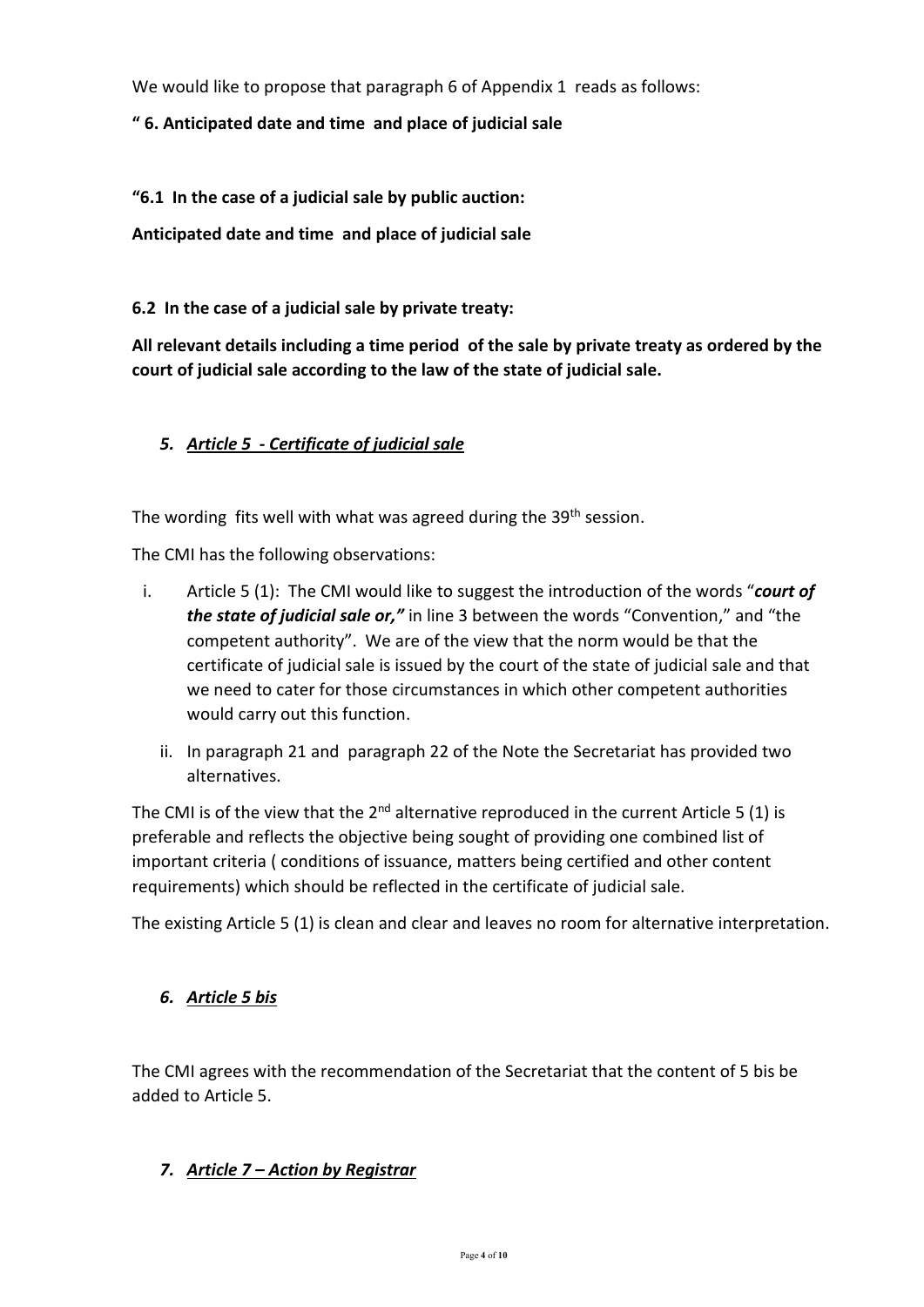We would like to propose that paragraph 6 of Appendix 1 reads as follows:

**" 6. Anticipated date and time and place of judicial sale**

**"6.1 In the case of a judicial sale by public auction:**

**Anticipated date and time and place of judicial sale**

**6.2 In the case of a judicial sale by private treaty:**

**All relevant details including a time period of the sale by private treaty as ordered by the court of judicial sale according to the law of the state of judicial sale.**

### *5. Article 5 - Certificate of judicial sale*

The wording fits well with what was agreed during the 39th session.

The CMI has the following observations:

i. Article 5 (1): The CMI would like to suggest the introduction of the words "***court of the state of judicial sale or,***" in line 3 between the words "Convention," and "the competent authority". We are of the view that the norm would be that the certificate of judicial sale is issued by the court of the state of judicial sale and that we need to cater for those circumstances in which other competent authorities would carry out this function.

ii. In paragraph 21 and paragraph 22 of the Note the Secretariat has provided two alternatives.

The CMI is of the view that the 2nd alternative reproduced in the current Article 5 (1) is preferable and reflects the objective being sought of providing one combined list of important criteria ( conditions of issuance, matters being certified and other content requirements) which should be reflected in the certificate of judicial sale.

The existing Article 5 (1) is clean and clear and leaves no room for alternative interpretation.

### *6. Article 5 bis*

The CMI agrees with the recommendation of the Secretariat that the content of 5 bis be added to Article 5.

### *7. Article 7 – Action by Registrar*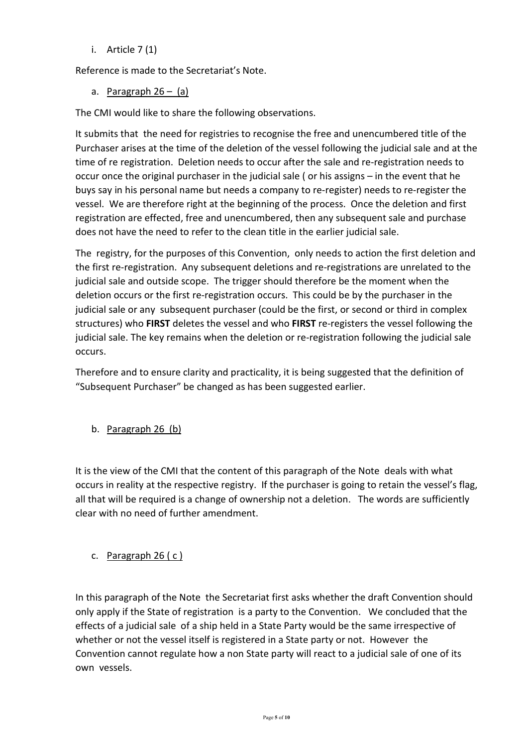i. Article 7 (1)

Reference is made to the Secretariat's Note.

a. <u>Paragraph 26 – (a)</u>

The CMI would like to share the following observations.

It submits that the need for registries to recognise the free and unencumbered title of the Purchaser arises at the time of the deletion of the vessel following the judicial sale and at the time of re registration. Deletion needs to occur after the sale and re-registration needs to occur once the original purchaser in the judicial sale ( or his assigns – in the event that he buys say in his personal name but needs a company to re-register) needs to re-register the vessel. We are therefore right at the beginning of the process. Once the deletion and first registration are effected, free and unencumbered, then any subsequent sale and purchase does not have the need to refer to the clean title in the earlier judicial sale.

The registry, for the purposes of this Convention, only needs to action the first deletion and the first re-registration. Any subsequent deletions and re-registrations are unrelated to the judicial sale and outside scope. The trigger should therefore be the moment when the deletion occurs or the first re-registration occurs. This could be by the purchaser in the judicial sale or any subsequent purchaser (could be the first, or second or third in complex structures) who **FIRST** deletes the vessel and who **FIRST** re-registers the vessel following the judicial sale. The key remains when the deletion or re-registration following the judicial sale occurs.

Therefore and to ensure clarity and practicality, it is being suggested that the definition of "Subsequent Purchaser" be changed as has been suggested earlier.

b. <u>Paragraph 26 (b)</u>

It is the view of the CMI that the content of this paragraph of the Note deals with what occurs in reality at the respective registry. If the purchaser is going to retain the vessel's flag, all that will be required is a change of ownership not a deletion. The words are sufficiently clear with no need of further amendment.

c. <u>Paragraph 26 ( c )</u>

In this paragraph of the Note the Secretariat first asks whether the draft Convention should only apply if the State of registration is a party to the Convention. We concluded that the effects of a judicial sale of a ship held in a State Party would be the same irrespective of whether or not the vessel itself is registered in a State party or not. However the Convention cannot regulate how a non State party will react to a judicial sale of one of its own vessels.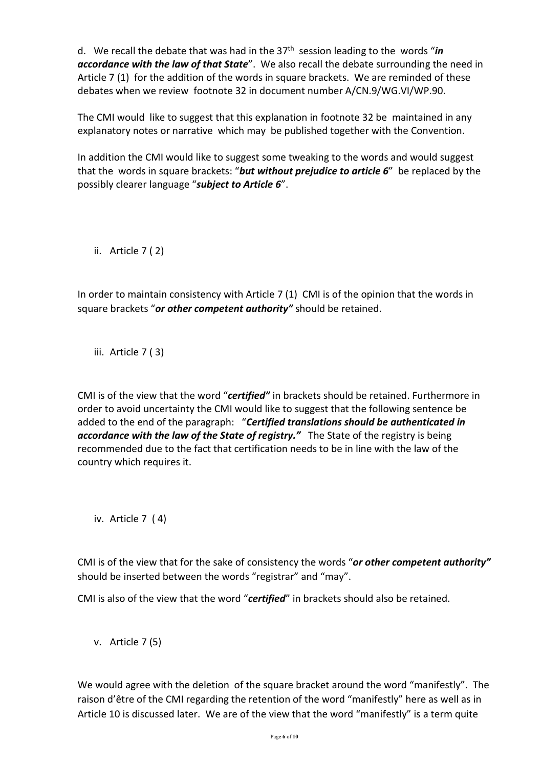d. We recall the debate that was had in the 37th session leading to the words "***in accordance with the law of that State***". We also recall the debate surrounding the need in Article 7 (1) for the addition of the words in square brackets. We are reminded of these debates when we review footnote 32 in document number A/CN.9/WG.VI/WP.90.

The CMI would like to suggest that this explanation in footnote 32 be maintained in any explanatory notes or narrative which may be published together with the Convention.

In addition the CMI would like to suggest some tweaking to the words and would suggest that the words in square brackets: "***but without prejudice to article 6***" be replaced by the possibly clearer language "***subject to Article 6***".

ii. Article 7 ( 2)

In order to maintain consistency with Article 7 (1) CMI is of the opinion that the words in square brackets "***or other competent authority"*** should be retained.

iii. Article 7 ( 3)

CMI is of the view that the word "***certified"*** in brackets should be retained. Furthermore in order to avoid uncertainty the CMI would like to suggest that the following sentence be added to the end of the paragraph: "***Certified translations should be authenticated in accordance with the law of the State of registry."*** The State of the registry is being recommended due to the fact that certification needs to be in line with the law of the country which requires it.

iv. Article 7 ( 4)

CMI is of the view that for the sake of consistency the words "***or other competent authority"*** should be inserted between the words "registrar" and "may".

CMI is also of the view that the word "***certified***" in brackets should also be retained.

v. Article 7 (5)

We would agree with the deletion of the square bracket around the word "manifestly". The raison d'être of the CMI regarding the retention of the word "manifestly" here as well as in Article 10 is discussed later. We are of the view that the word "manifestly" is a term quite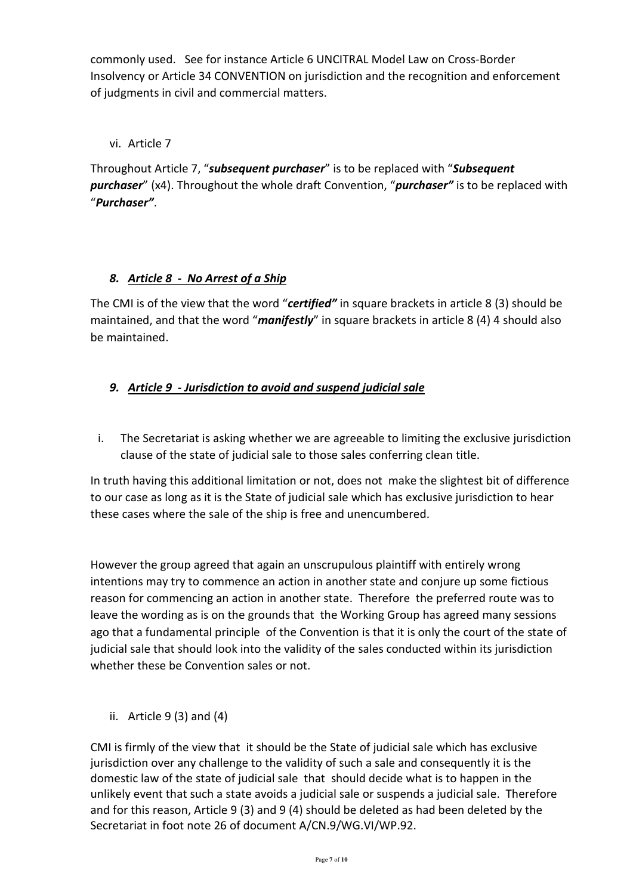commonly used. See for instance Article 6 UNCITRAL Model Law on Cross-Border Insolvency or Article 34 CONVENTION on jurisdiction and the recognition and enforcement of judgments in civil and commercial matters.

vi. Article 7

Throughout Article 7, "***subsequent purchaser***" is to be replaced with "***Subsequent purchaser***" (x4). Throughout the whole draft Convention, "***purchaser"*** is to be replaced with "***Purchaser"***.

### *8. Article 8 - No Arrest of a Ship*

The CMI is of the view that the word "***certified"*** in square brackets in article 8 (3) should be maintained, and that the word "***manifestly***" in square brackets in article 8 (4) 4 should also be maintained.

### *9. Article 9 - Jurisdiction to avoid and suspend judicial sale*

i. The Secretariat is asking whether we are agreeable to limiting the exclusive jurisdiction clause of the state of judicial sale to those sales conferring clean title.

In truth having this additional limitation or not, does not make the slightest bit of difference to our case as long as it is the State of judicial sale which has exclusive jurisdiction to hear these cases where the sale of the ship is free and unencumbered.

However the group agreed that again an unscrupulous plaintiff with entirely wrong intentions may try to commence an action in another state and conjure up some fictious reason for commencing an action in another state. Therefore the preferred route was to leave the wording as is on the grounds that the Working Group has agreed many sessions ago that a fundamental principle of the Convention is that it is only the court of the state of judicial sale that should look into the validity of the sales conducted within its jurisdiction whether these be Convention sales or not.

ii. Article 9 (3) and (4)

CMI is firmly of the view that it should be the State of judicial sale which has exclusive jurisdiction over any challenge to the validity of such a sale and consequently it is the domestic law of the state of judicial sale that should decide what is to happen in the unlikely event that such a state avoids a judicial sale or suspends a judicial sale. Therefore and for this reason, Article 9 (3) and 9 (4) should be deleted as had been deleted by the Secretariat in foot note 26 of document A/CN.9/WG.VI/WP.92.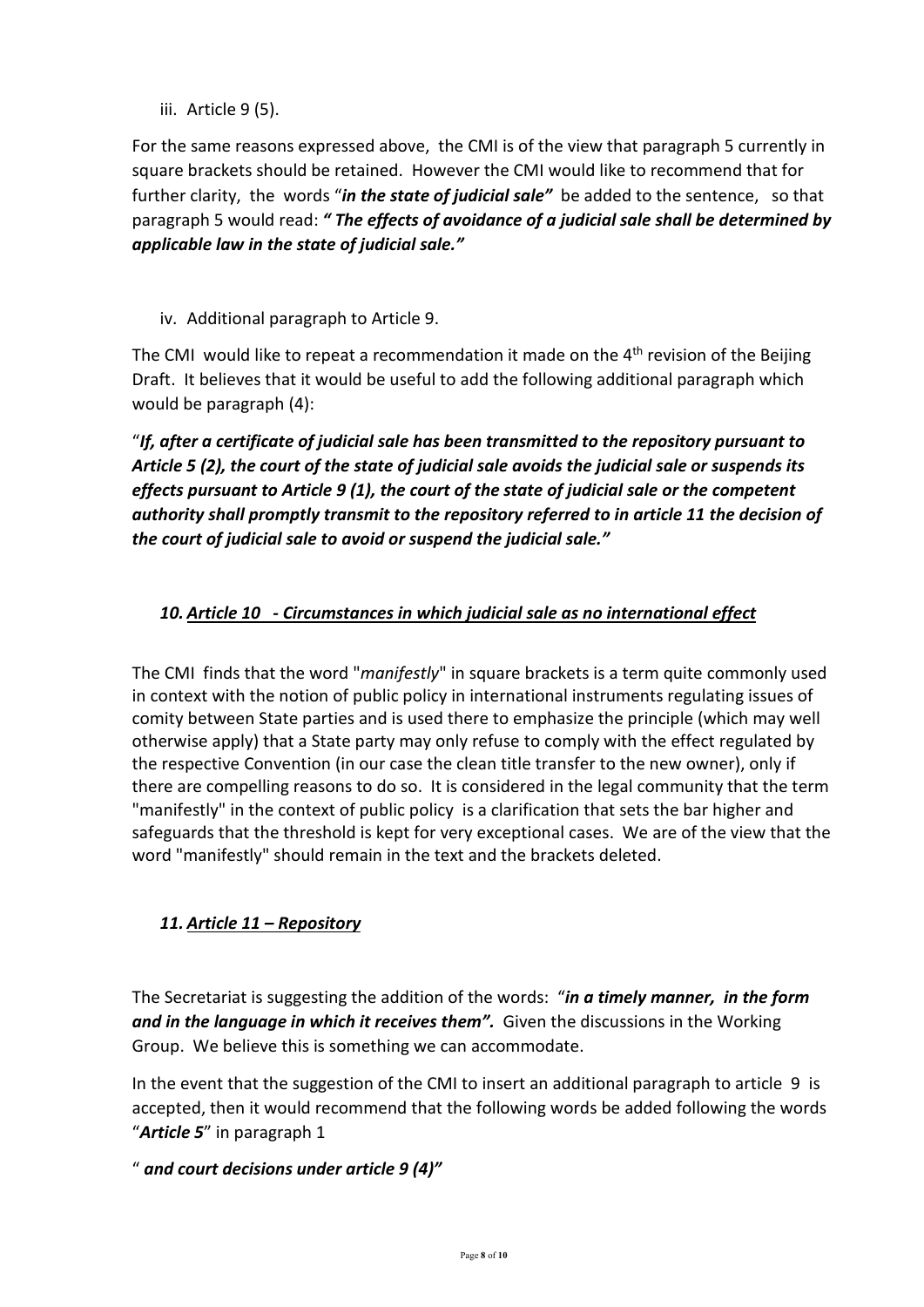iii. Article 9 (5).

For the same reasons expressed above, the CMI is of the view that paragraph 5 currently in square brackets should be retained. However the CMI would like to recommend that for further clarity, the words "***in the state of judicial sale"*** be added to the sentence, so that paragraph 5 would read: ***" The effects of avoidance of a judicial sale shall be determined by applicable law in the state of judicial sale."***

iv. Additional paragraph to Article 9.

The CMI would like to repeat a recommendation it made on the 4th revision of the Beijing Draft. It believes that it would be useful to add the following additional paragraph which would be paragraph (4):

"***If, after a certificate of judicial sale has been transmitted to the repository pursuant to Article 5 (2), the court of the state of judicial sale avoids the judicial sale or suspends its effects pursuant to Article 9 (1), the court of the state of judicial sale or the competent authority shall promptly transmit to the repository referred to in article 11 the decision of the court of judicial sale to avoid or suspend the judicial sale."***

### *10. <u>Article 10 - Circumstances in which judicial sale as no international effect</u>*

The CMI finds that the word "*manifestly*" in square brackets is a term quite commonly used in context with the notion of public policy in international instruments regulating issues of comity between State parties and is used there to emphasize the principle (which may well otherwise apply) that a State party may only refuse to comply with the effect regulated by the respective Convention (in our case the clean title transfer to the new owner), only if there are compelling reasons to do so. It is considered in the legal community that the term "manifestly" in the context of public policy is a clarification that sets the bar higher and safeguards that the threshold is kept for very exceptional cases. We are of the view that the word "manifestly" should remain in the text and the brackets deleted.

### *11. <u>Article 11 – Repository</u>*

The Secretariat is suggesting the addition of the words: "***in a timely manner, in the form and in the language in which it receives them".*** Given the discussions in the Working Group. We believe this is something we can accommodate.

In the event that the suggestion of the CMI to insert an additional paragraph to article 9 is accepted, then it would recommend that the following words be added following the words "***Article 5***" in paragraph 1

" ***and court decisions under article 9 (4)"***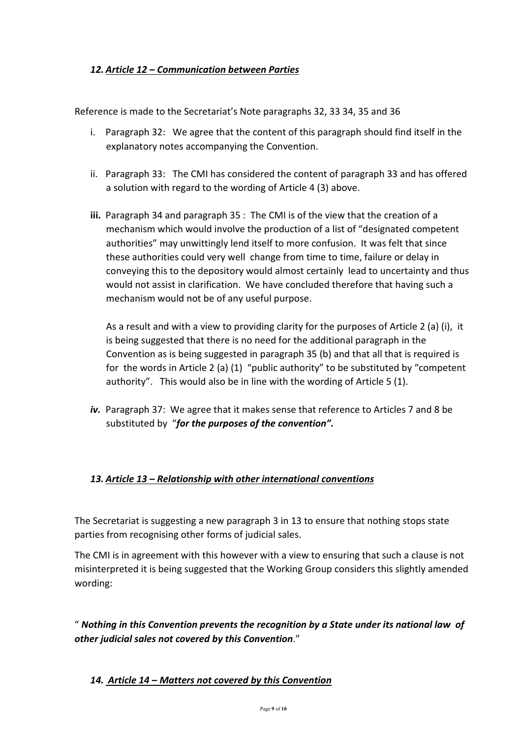### *12. Article 12 – Communication between Parties*

Reference is made to the Secretariat's Note paragraphs 32, 33 34, 35 and 36

i. Paragraph 32: We agree that the content of this paragraph should find itself in the explanatory notes accompanying the Convention.

ii. Paragraph 33: The CMI has considered the content of paragraph 33 and has offered a solution with regard to the wording of Article 4 (3) above.

**iii.** Paragraph 34 and paragraph 35 : The CMI is of the view that the creation of a mechanism which would involve the production of a list of "designated competent authorities" may unwittingly lend itself to more confusion. It was felt that since these authorities could very well change from time to time, failure or delay in conveying this to the depository would almost certainly lead to uncertainty and thus would not assist in clarification. We have concluded therefore that having such a mechanism would not be of any useful purpose.

As a result and with a view to providing clarity for the purposes of Article 2 (a) (i), it is being suggested that there is no need for the additional paragraph in the Convention as is being suggested in paragraph 35 (b) and that all that is required is for the words in Article 2 (a) (1) "public authority" to be substituted by "competent authority". This would also be in line with the wording of Article 5 (1).

***iv.*** Paragraph 37: We agree that it makes sense that reference to Articles 7 and 8 be substituted by "***for the purposes of the convention".***

### *13. Article 13 – Relationship with other international conventions*

The Secretariat is suggesting a new paragraph 3 in 13 to ensure that nothing stops state parties from recognising other forms of judicial sales.

The CMI is in agreement with this however with a view to ensuring that such a clause is not misinterpreted it is being suggested that the Working Group considers this slightly amended wording:

" ***Nothing in this Convention prevents the recognition by a State under its national law of other judicial sales not covered by this Convention***."

### *14. Article 14 – Matters not covered by this Convention*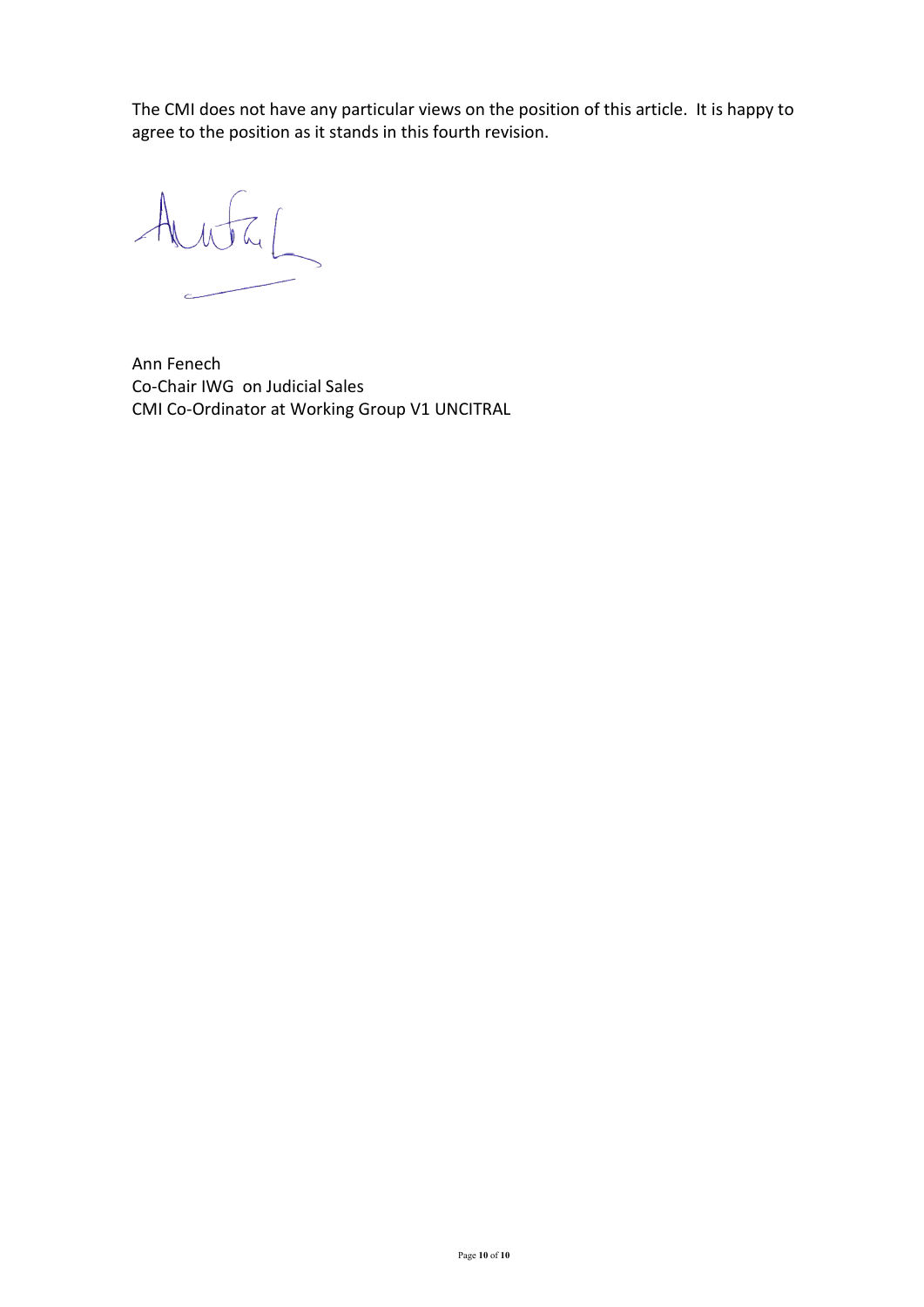The CMI does not have any particular views on the position of this article. It is happy to agree to the position as it stands in this fourth revision.

Ann Fenech
Co-Chair IWG on Judicial Sales
CMI Co-Ordinator at Working Group V1 UNCITRAL